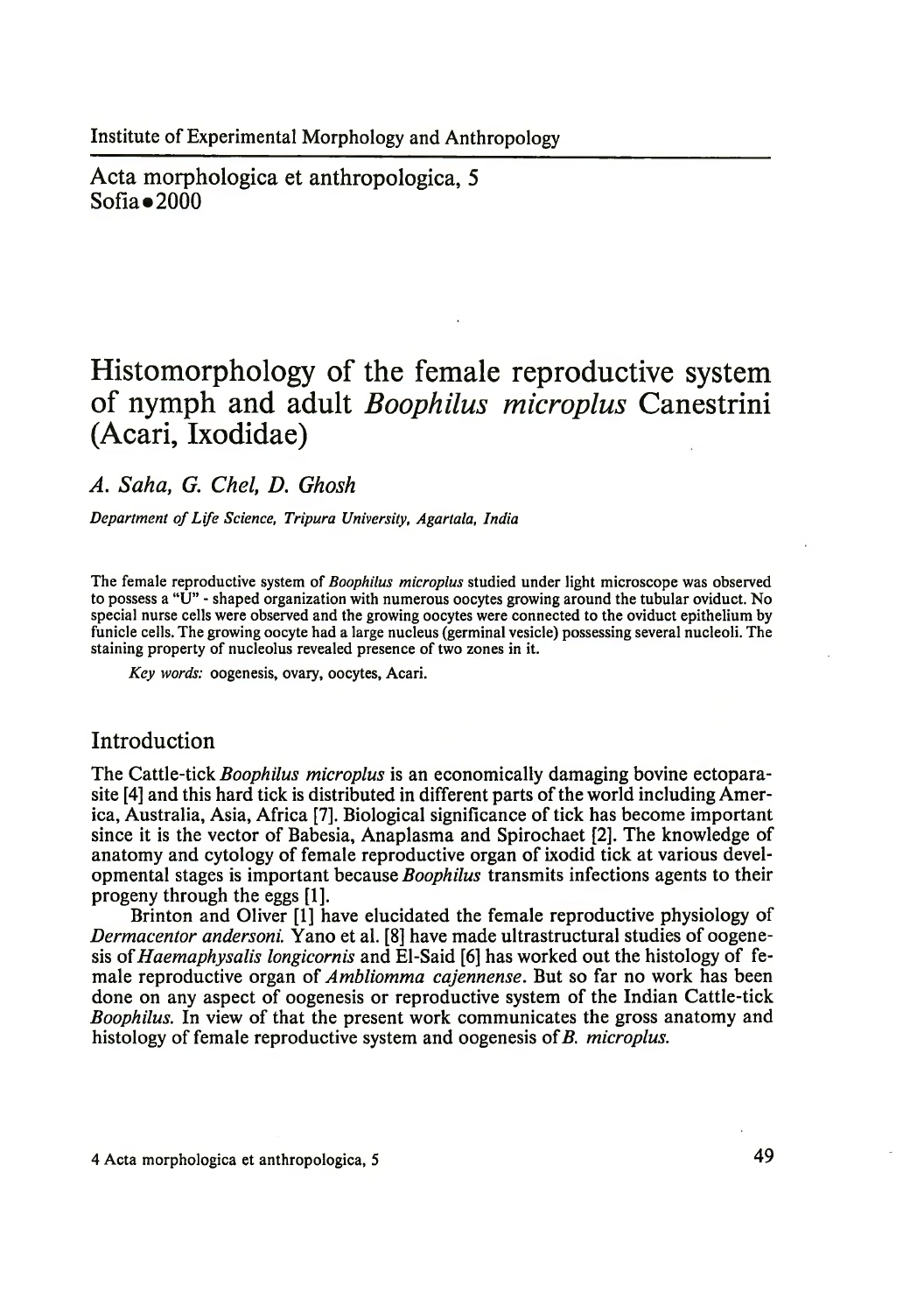Institute of Experimental Morphology and Anthropology

Acta morphologica et anthropologica, 5
Sofia • 2000

# Histomorphology of the female reproductive system of nymph and adult *Boophilus microplus* Canestrini (Acari, Ixodidae)

*A. Saha, G. Chel, D. Ghosh*

*Department of Life Science, Tripura University, Agartala, India*

The female reproductive system of *Boophilus microplus* studied under light microscope was observed to possess a "U" - shaped organization with numerous oocytes growing around the tubular oviduct. No special nurse cells were observed and the growing oocytes were connected to the oviduct epithelium by funicle cells. The growing oocyte had a large nucleus (germinal vesicle) possessing several nucleoli. The staining property of nucleolus revealed presence of two zones in it.

*Key words:* oogenesis, ovary, oocytes, Acari.

## Introduction

The Cattle-tick *Boophilus microplus* is an economically damaging bovine ectoparasite [4] and this hard tick is distributed in different parts of the world including America, Australia, Asia, Africa [7]. Biological significance of tick has become important since it is the vector of Babesia, Anaplasma and Spirochaet [2]. The knowledge of anatomy and cytology of female reproductive organ of ixodid tick at various developmental stages is important because *Boophilus* transmits infections agents to their progeny through the eggs [1].

Brinton and Oliver [1] have elucidated the female reproductive physiology of *Dermacentor andersoni.* Yano et al. [8] have made ultrastructural studies of oogenesis of *Haemaphysalis longicornis* and El-Said [6] has worked out the histology of female reproductive organ of *Ambliomma cajennense*. But so far no work has been done on any aspect of oogenesis or reproductive system of the Indian Cattle-tick *Boophilus.* In view of that the present work communicates the gross anatomy and histology of female reproductive system and oogenesis of *B. microplus.*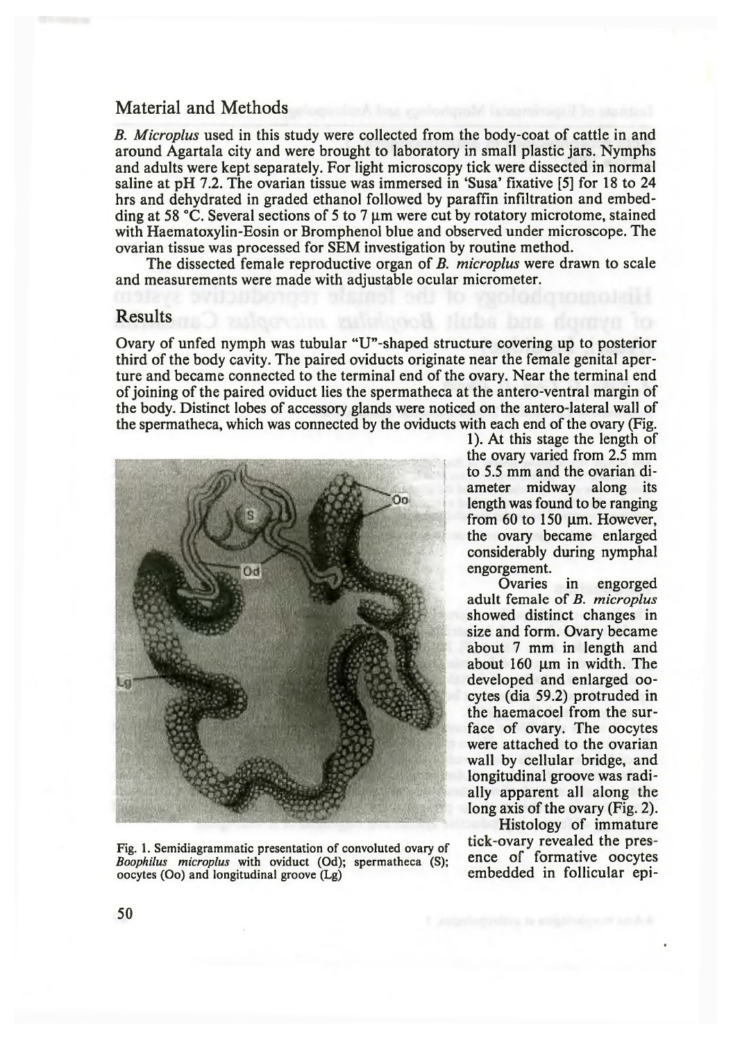## Material and Methods

*B. Microplus* used in this study were collected from the body-coat of cattle in and around Agartala city and were brought to laboratory in small plastic jars. Nymphs and adults were kept separately. For light microscopy tick were dissected in normal saline at pH 7.2. The ovarian tissue was immersed in 'Susa' fixative [5] for 18 to 24 hrs and dehydrated in graded ethanol followed by paraffin infiltration and embedding at 58 °C. Several sections of 5 to 7 µm were cut by rotatory microtome, stained with Haematoxylin-Eosin or Bromphenol blue and observed under microscope. The ovarian tissue was processed for SEM investigation by routine method.

The dissected female reproductive organ of *B. microplus* were drawn to scale and measurements were made with adjustable ocular micrometer.

## Results

Ovary of unfed nymph was tubular "U"-shaped structure covering up to posterior third of the body cavity. The paired oviducts originate near the female genital aperture and became connected to the terminal end of the ovary. Near the terminal end of joining of the paired oviduct lies the spermatheca at the antero-ventral margin of the body. Distinct lobes of accessory glands were noticed on the antero-lateral wall of the spermatheca, which was connected by the oviducts with each end of the ovary (Fig. 1). At this stage the length of the ovary varied from 2.5 mm to 5.5 mm and the ovarian diameter midway along its length was found to be ranging from 60 to 150 µm. However, the ovary became enlarged considerably during nymphal engorgement.

Ovaries in engorged adult female of *B. microplus* showed distinct changes in size and form. Ovary became about 7 mm in length and about 160 µm in width. The developed and enlarged oocytes (dia 59.2) protruded in the haemacoel from the surface of ovary. The oocytes were attached to the ovarian wall by cellular bridge, and longitudinal groove was radially apparent all along the long axis of the ovary (Fig. 2).

Fig. 1. Semidiagrammatic presentation of convoluted ovary of *Boophilus microplus* with oviduct (Od); spermatheca (S); oocytes (Oo) and longitudinal groove (Lg)

Histology of immature tick-ovary revealed the presence of formative oocytes embedded in follicular epi-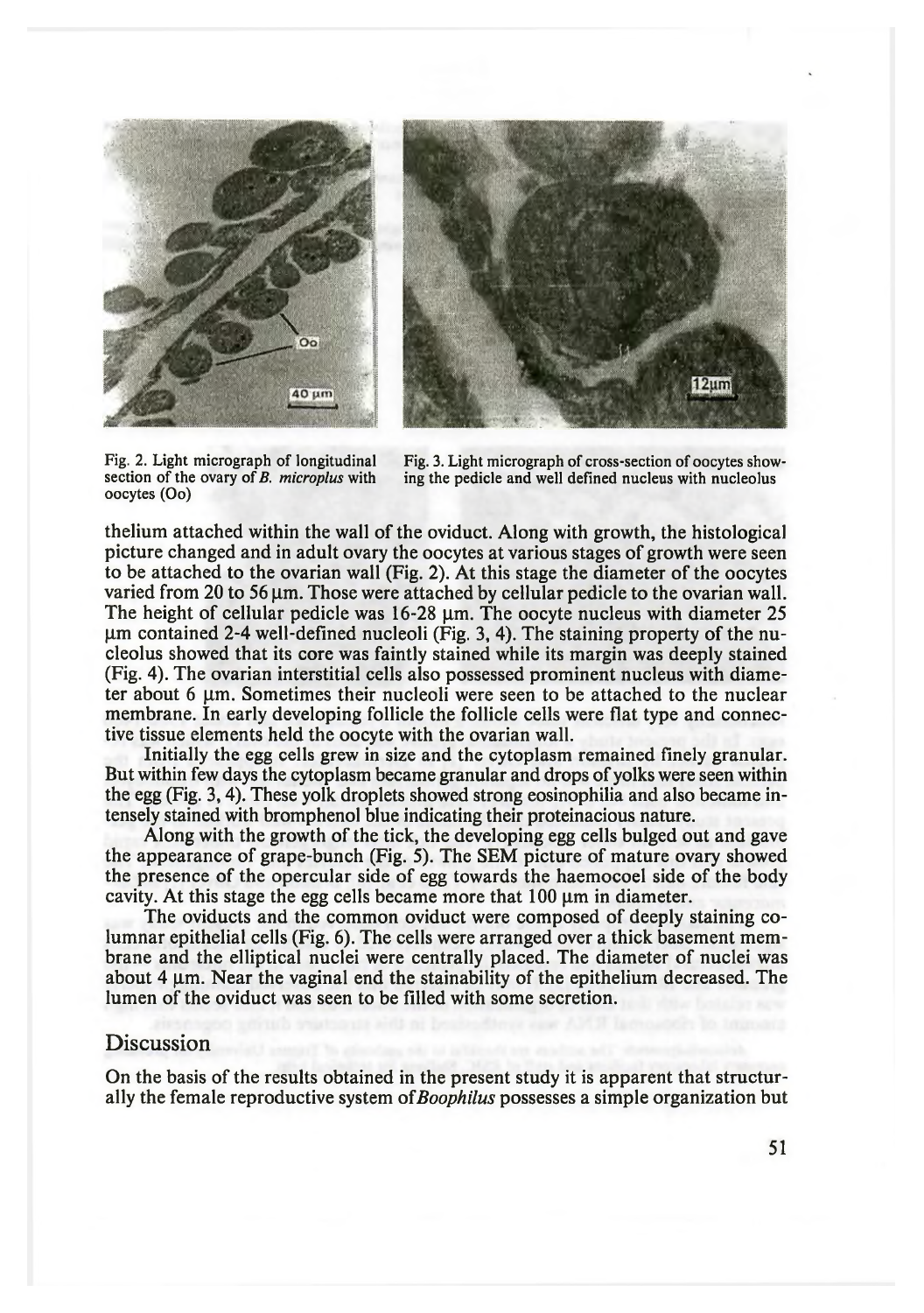Fig. 2. Light micrograph of longitudinal section of the ovary of *B. microplus* with oocytes (Oo)

Fig. 3. Light micrograph of cross-section of oocytes showing the pedicle and well defined nucleus with nucleolus

thelium attached within the wall of the oviduct. Along with growth, the histological picture changed and in adult ovary the oocytes at various stages of growth were seen to be attached to the ovarian wall (Fig. 2). At this stage the diameter of the oocytes varied from 20 to 56 µm. Those were attached by cellular pedicle to the ovarian wall. The height of cellular pedicle was 16-28 µm. The oocyte nucleus with diameter 25 µm contained 2-4 well-defined nucleoli (Fig. 3, 4). The staining property of the nucleolus showed that its core was faintly stained while its margin was deeply stained (Fig. 4). The ovarian interstitial cells also possessed prominent nucleus with diameter about 6 µm. Sometimes their nucleoli were seen to be attached to the nuclear membrane. In early developing follicle the follicle cells were flat type and connective tissue elements held the oocyte with the ovarian wall.

Initially the egg cells grew in size and the cytoplasm remained finely granular. But within few days the cytoplasm became granular and drops of yolks were seen within the egg (Fig. 3, 4). These yolk droplets showed strong eosinophilia and also became intensely stained with bromphenol blue indicating their proteinacious nature.

Along with the growth of the tick, the developing egg cells bulged out and gave the appearance of grape-bunch (Fig. 5). The SEM picture of mature ovary showed the presence of the opercular side of egg towards the haemocoel side of the body cavity. At this stage the egg cells became more that 100 µm in diameter.

The oviducts and the common oviduct were composed of deeply staining columnar epithelial cells (Fig. 6). The cells were arranged over a thick basement membrane and the elliptical nuclei were centrally placed. The diameter of nuclei was about 4 µm. Near the vaginal end the stainability of the epithelium decreased. The lumen of the oviduct was seen to be filled with some secretion.

## Discussion

On the basis of the results obtained in the present study it is apparent that structurally the female reproductive system of *Boophilus* possesses a simple organization but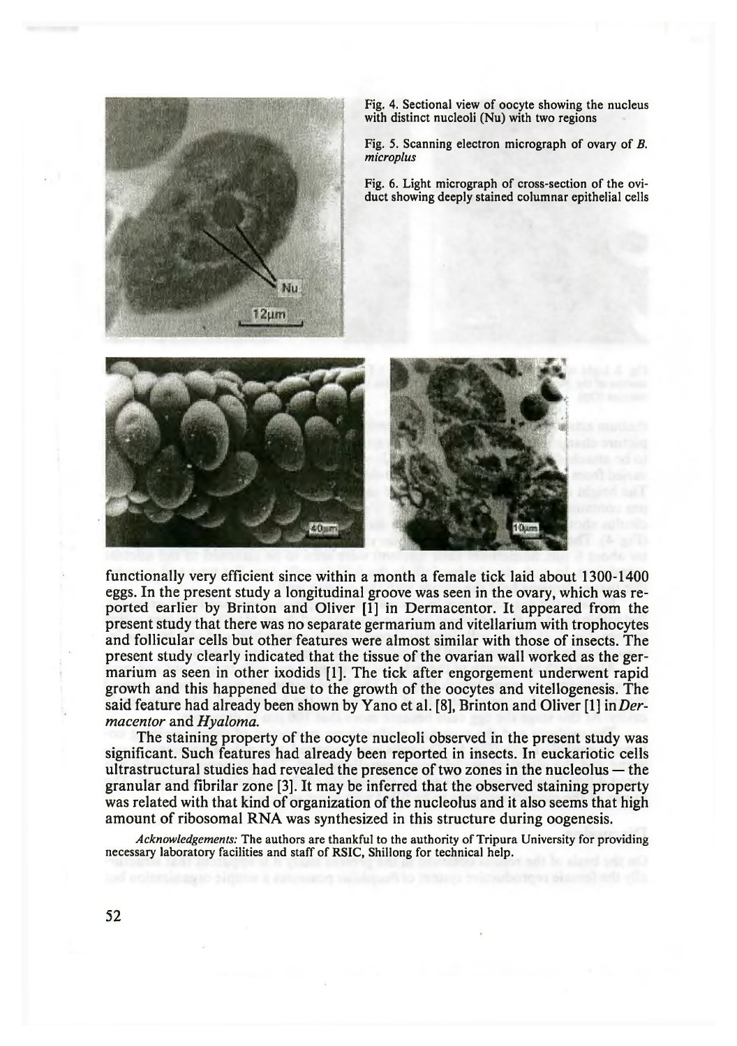Fig. 4. Sectional view of oocyte showing the nucleus with distinct nucleoli (Nu) with two regions

Fig. 5. Scanning electron micrograph of ovary of *B. microplus*

Fig. 6. Light micrograph of cross-section of the oviduct showing deeply stained columnar epithelial cells

functionally very efficient since within a month a female tick laid about 1300-1400 eggs. In the present study a longitudinal groove was seen in the ovary, which was reported earlier by Brinton and Oliver [1] in Dermacentor. It appeared from the present study that there was no separate germarium and vitellarium with trophocytes and follicular cells but other features were almost similar with those of insects. The present study clearly indicated that the tissue of the ovarian wall worked as the germarium as seen in other ixodids [1]. The tick after engorgement underwent rapid growth and this happened due to the growth of the oocytes and vitellogenesis. The said feature had already been shown by Yano et al. [8], Brinton and Oliver [1] in *Dermacentor* and *Hyaloma.*

The staining property of the oocyte nucleoli observed in the present study was significant. Such features had already been reported in insects. In euckariotic cells ultrastructural studies had revealed the presence of two zones in the nucleolus — the granular and fibrilar zone [3]. It may be inferred that the observed staining property was related with that kind of organization of the nucleolus and it also seems that high amount of ribosomal RNA was synthesized in this structure during oogenesis.

*Acknowledgements:* The authors are thankful to the authority of Tripura University for providing necessary laboratory facilities and staff of RSIC, Shillong for technical help.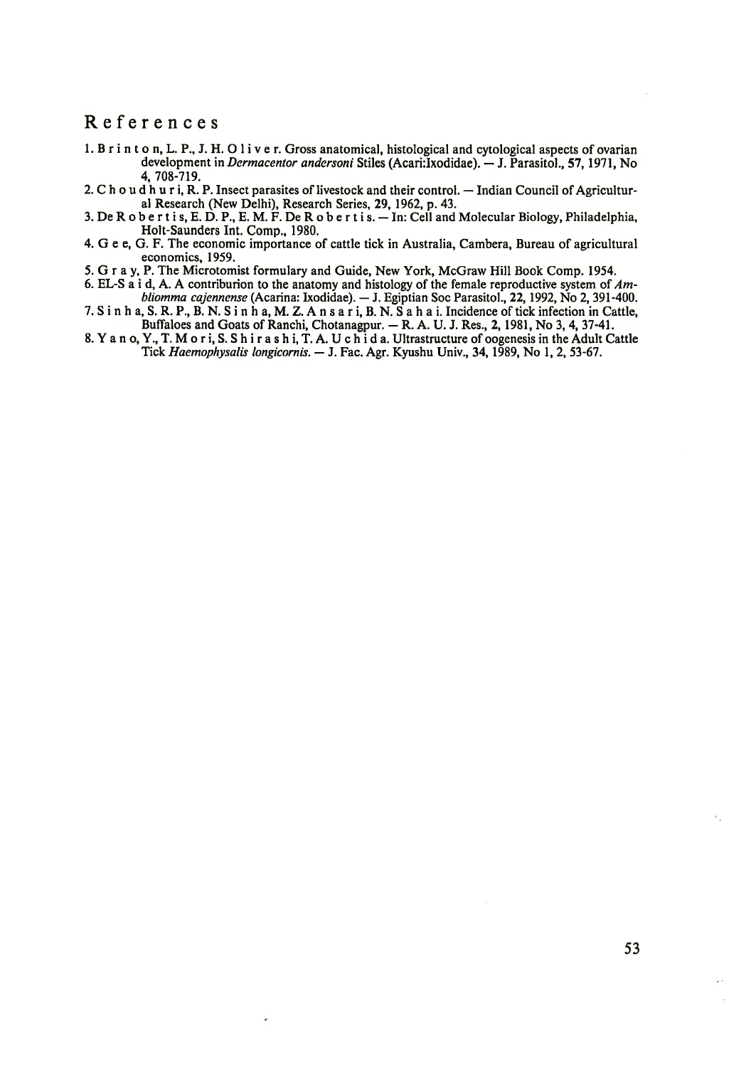## References

1. Brinton, L. P., J. H. Oliver. Gross anatomical, histological and cytological aspects of ovarian development in *Dermacentor andersoni* Stiles (Acari:Ixodidae). — J. Parasitol., **57**, 1971, No 4, 708-719.
2. Choudhuri, R. P. Insect parasites of livestock and their control. — Indian Council of Agricultural Research (New Delhi), Research Series, **29**, 1962, p. 43.
3. De Robertis, E. D. P., E. M. F. De Robertis. — In: Cell and Molecular Biology, Philadelphia, Holt-Saunders Int. Comp., 1980.
4. Gee, G. F. The economic importance of cattle tick in Australia, Cambera, Bureau of agricultural economics, 1959.
5. Gray, P. The Microtomist formulary and Guide, New York, McGraw Hill Book Comp. 1954.
6. EL-Said, A. A contriburion to the anatomy and histology of the female reproductive system of *Ambliomma cajennense* (Acarina: Ixodidae). — J. Egiptian Soc Parasitol., **22**, 1992, No 2, 391-400.
7. Sinha, S. R. P., B. N. Sinha, M. Z. Ansari, B. N. Sahai. Incidence of tick infection in Cattle, Buffaloes and Goats of Ranchi, Chotanagpur. — R. A. U. J. Res., **2**, 1981, No 3, 4, 37-41.
8. Yano, Y., T. Mori, S. Shirashi, T. A. Uchida. Ultrastructure of oogenesis in the Adult Cattle Tick *Haemophysalis longicornis*. — J. Fac. Agr. Kyushu Univ., **34**, 1989, No 1, 2, 53-67.